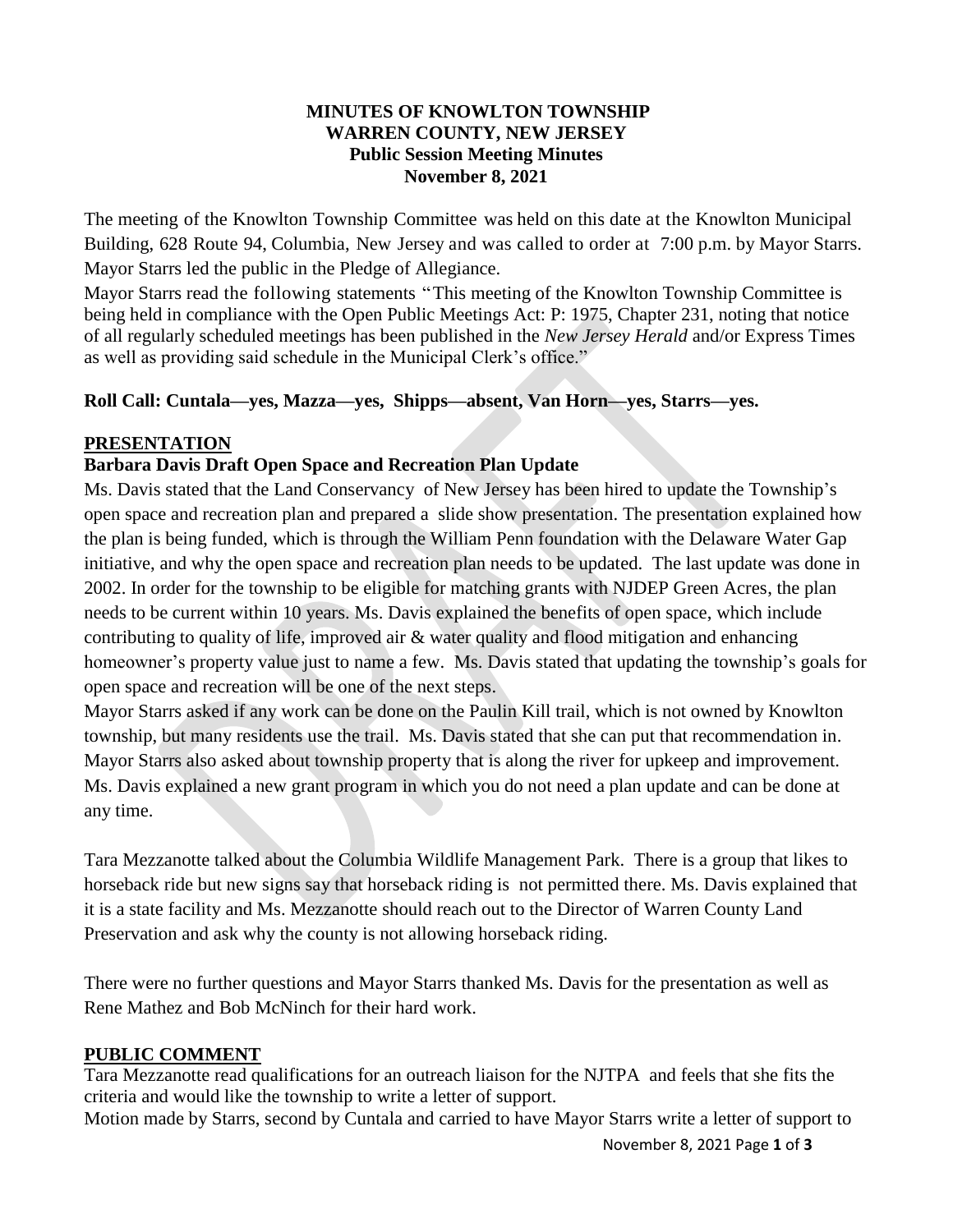**MINUTES OF KNOWLTON TOWNSHIP**
**WARREN COUNTY, NEW JERSEY**
**Public Session Meeting Minutes**
**November 8, 2021**

The meeting of the Knowlton Township Committee was held on this date at the Knowlton Municipal Building, 628 Route 94, Columbia, New Jersey and was called to order at 7:00 p.m. by Mayor Starrs. Mayor Starrs led the public in the Pledge of Allegiance.

Mayor Starrs read the following statements "This meeting of the Knowlton Township Committee is being held in compliance with the Open Public Meetings Act: P: 1975, Chapter 231, noting that notice of all regularly scheduled meetings has been published in the *New Jersey Herald* and/or Express Times as well as providing said schedule in the Municipal Clerk's office."

**Roll Call: Cuntala—yes, Mazza—yes, Shipps—absent, Van Horn—yes, Starrs—yes.**

**PRESENTATION**

**Barbara Davis Draft Open Space and Recreation Plan Update**

Ms. Davis stated that the Land Conservancy of New Jersey has been hired to update the Township's open space and recreation plan and prepared a slide show presentation. The presentation explained how the plan is being funded, which is through the William Penn foundation with the Delaware Water Gap initiative, and why the open space and recreation plan needs to be updated. The last update was done in 2002. In order for the township to be eligible for matching grants with NJDEP Green Acres, the plan needs to be current within 10 years. Ms. Davis explained the benefits of open space, which include contributing to quality of life, improved air & water quality and flood mitigation and enhancing homeowner's property value just to name a few. Ms. Davis stated that updating the township's goals for open space and recreation will be one of the next steps.

Mayor Starrs asked if any work can be done on the Paulin Kill trail, which is not owned by Knowlton township, but many residents use the trail. Ms. Davis stated that she can put that recommendation in. Mayor Starrs also asked about township property that is along the river for upkeep and improvement. Ms. Davis explained a new grant program in which you do not need a plan update and can be done at any time.

Tara Mezzanotte talked about the Columbia Wildlife Management Park. There is a group that likes to horseback ride but new signs say that horseback riding is not permitted there. Ms. Davis explained that it is a state facility and Ms. Mezzanotte should reach out to the Director of Warren County Land Preservation and ask why the county is not allowing horseback riding.

There were no further questions and Mayor Starrs thanked Ms. Davis for the presentation as well as Rene Mathez and Bob McNinch for their hard work.

**PUBLIC COMMENT**

Tara Mezzanotte read qualifications for an outreach liaison for the NJTPA and feels that she fits the criteria and would like the township to write a letter of support.

Motion made by Starrs, second by Cuntala and carried to have Mayor Starrs write a letter of support to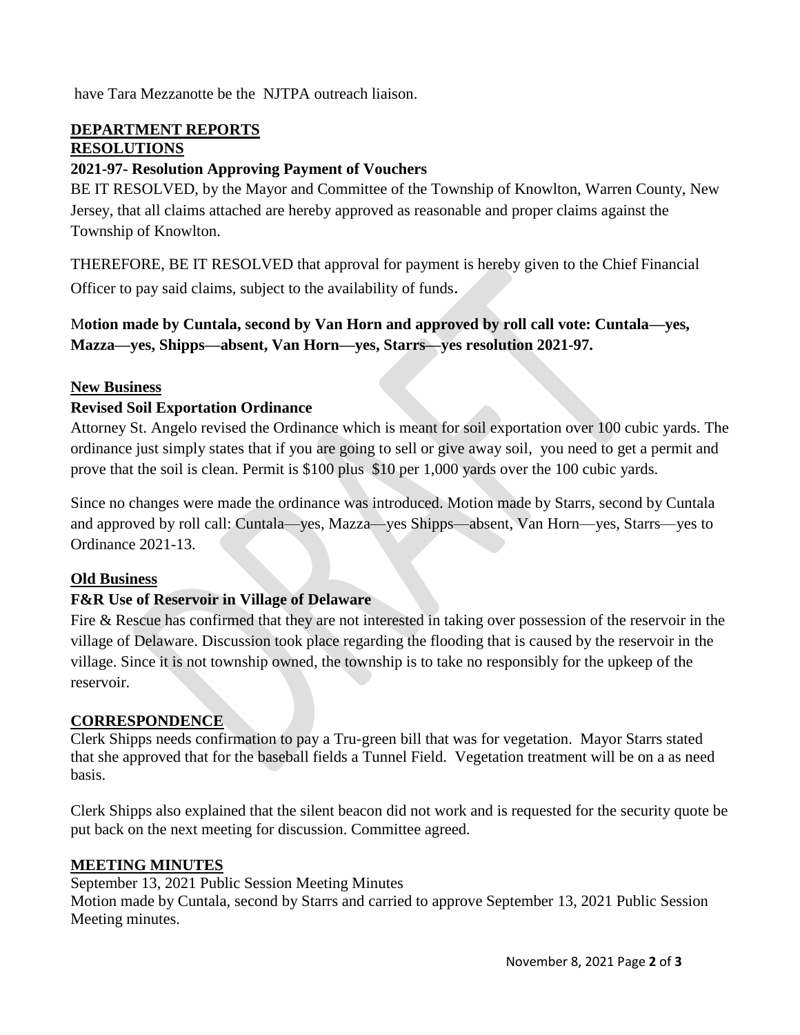have Tara Mezzanotte be the NJTPA outreach liaison.

## DEPARTMENT REPORTS

## RESOLUTIONS

### 2021-97- Resolution Approving Payment of Vouchers

BE IT RESOLVED, by the Mayor and Committee of the Township of Knowlton, Warren County, New Jersey, that all claims attached are hereby approved as reasonable and proper claims against the Township of Knowlton.

THEREFORE, BE IT RESOLVED that approval for payment is hereby given to the Chief Financial Officer to pay said claims, subject to the availability of funds.

**Motion made by Cuntala, second by Van Horn and approved by roll call vote: Cuntala—yes, Mazza—yes, Shipps—absent, Van Horn—yes, Starrs—yes resolution 2021-97.**

## New Business

### Revised Soil Exportation Ordinance

Attorney St. Angelo revised the Ordinance which is meant for soil exportation over 100 cubic yards. The ordinance just simply states that if you are going to sell or give away soil, you need to get a permit and prove that the soil is clean. Permit is $100 plus $10 per 1,000 yards over the 100 cubic yards.

Since no changes were made the ordinance was introduced. Motion made by Starrs, second by Cuntala and approved by roll call: Cuntala—yes, Mazza—yes Shipps—absent, Van Horn—yes, Starrs—yes to Ordinance 2021-13.

## Old Business

### F&R Use of Reservoir in Village of Delaware

Fire & Rescue has confirmed that they are not interested in taking over possession of the reservoir in the village of Delaware. Discussion took place regarding the flooding that is caused by the reservoir in the village. Since it is not township owned, the township is to take no responsibly for the upkeep of the reservoir.

## CORRESPONDENCE

Clerk Shipps needs confirmation to pay a Tru-green bill that was for vegetation. Mayor Starrs stated that she approved that for the baseball fields a Tunnel Field. Vegetation treatment will be on a as need basis.

Clerk Shipps also explained that the silent beacon did not work and is requested for the security quote be put back on the next meeting for discussion. Committee agreed.

## MEETING MINUTES

September 13, 2021 Public Session Meeting Minutes
Motion made by Cuntala, second by Starrs and carried to approve September 13, 2021 Public Session Meeting minutes.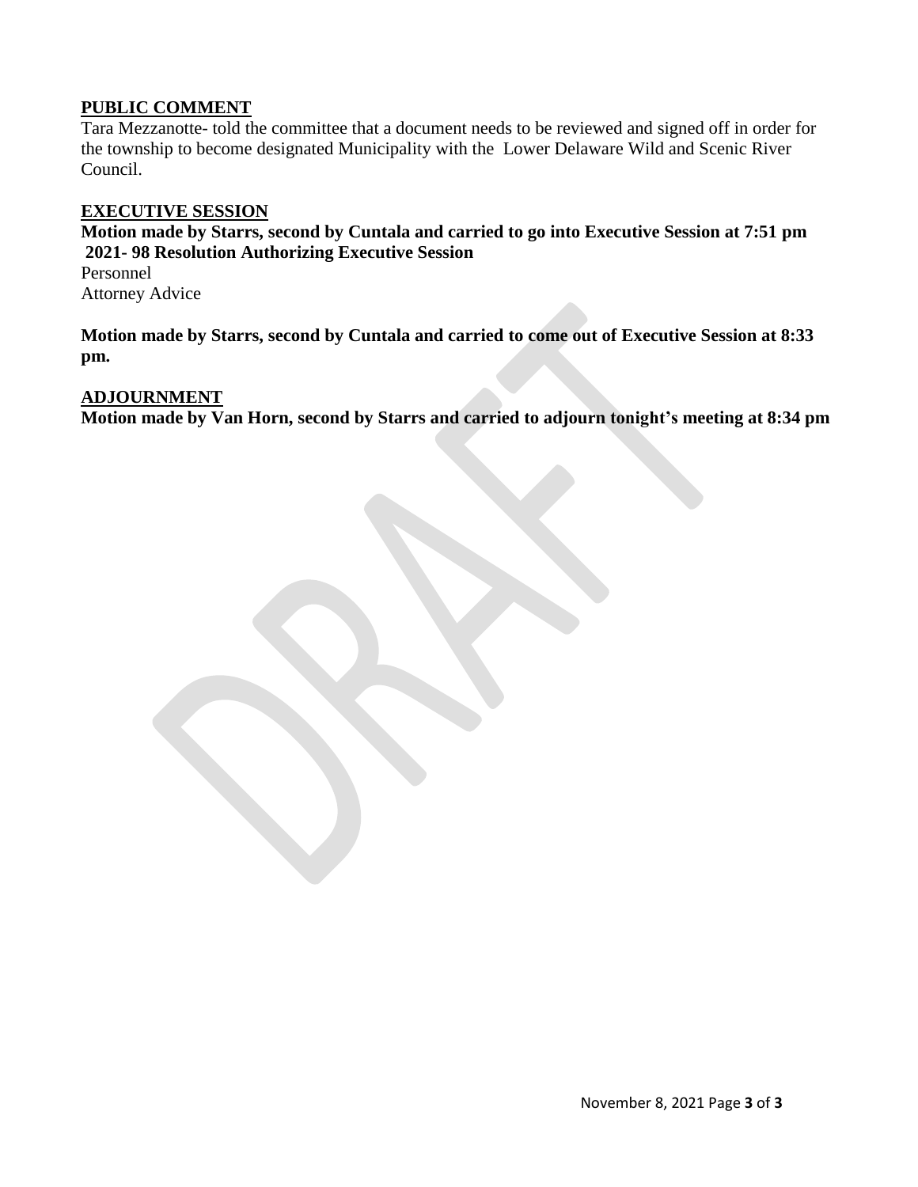## PUBLIC COMMENT

Tara Mezzanotte- told the committee that a document needs to be reviewed and signed off in order for the township to become designated Municipality with the Lower Delaware Wild and Scenic River Council.

## EXECUTIVE SESSION

**Motion made by Starrs, second by Cuntala and carried to go into Executive Session at 7:51 pm**
**2021- 98 Resolution Authorizing Executive Session**

Personnel
Attorney Advice

**Motion made by Starrs, second by Cuntala and carried to come out of Executive Session at 8:33 pm.**

## ADJOURNMENT

**Motion made by Van Horn, second by Starrs and carried to adjourn tonight's meeting at 8:34 pm**